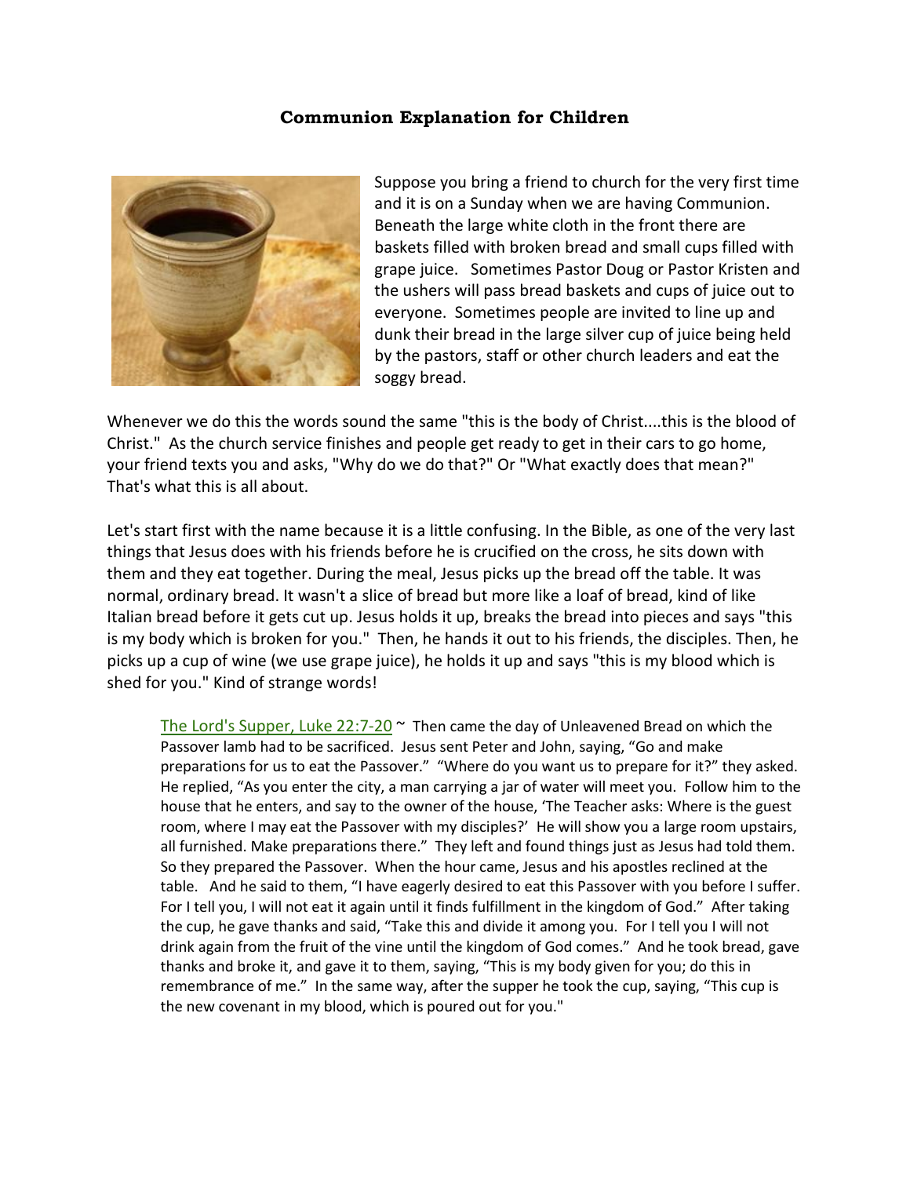# Communion Explanation for Children

Suppose you bring a friend to church for the very first time and it is on a Sunday when we are having Communion. Beneath the large white cloth in the front there are baskets filled with broken bread and small cups filled with grape juice. Sometimes Pastor Doug or Pastor Kristen and the ushers will pass bread baskets and cups of juice out to everyone. Sometimes people are invited to line up and dunk their bread in the large silver cup of juice being held by the pastors, staff or other church leaders and eat the soggy bread.

Whenever we do this the words sound the same "this is the body of Christ....this is the blood of Christ." As the church service finishes and people get ready to get in their cars to go home, your friend texts you and asks, "Why do we do that?" Or "What exactly does that mean?" That's what this is all about.

Let's start first with the name because it is a little confusing. In the Bible, as one of the very last things that Jesus does with his friends before he is crucified on the cross, he sits down with them and they eat together. During the meal, Jesus picks up the bread off the table. It was normal, ordinary bread. It wasn't a slice of bread but more like a loaf of bread, kind of like Italian bread before it gets cut up. Jesus holds it up, breaks the bread into pieces and says "this is my body which is broken for you." Then, he hands it out to his friends, the disciples. Then, he picks up a cup of wine (we use grape juice), he holds it up and says "this is my blood which is shed for you." Kind of strange words!

> The Lord's Supper, Luke 22:7-20 ~ Then came the day of Unleavened Bread on which the Passover lamb had to be sacrificed. Jesus sent Peter and John, saying, "Go and make preparations for us to eat the Passover." "Where do you want us to prepare for it?" they asked. He replied, "As you enter the city, a man carrying a jar of water will meet you. Follow him to the house that he enters, and say to the owner of the house, 'The Teacher asks: Where is the guest room, where I may eat the Passover with my disciples?' He will show you a large room upstairs, all furnished. Make preparations there." They left and found things just as Jesus had told them. So they prepared the Passover. When the hour came, Jesus and his apostles reclined at the table. And he said to them, "I have eagerly desired to eat this Passover with you before I suffer. For I tell you, I will not eat it again until it finds fulfillment in the kingdom of God." After taking the cup, he gave thanks and said, "Take this and divide it among you. For I tell you I will not drink again from the fruit of the vine until the kingdom of God comes." And he took bread, gave thanks and broke it, and gave it to them, saying, "This is my body given for you; do this in remembrance of me." In the same way, after the supper he took the cup, saying, "This cup is the new covenant in my blood, which is poured out for you."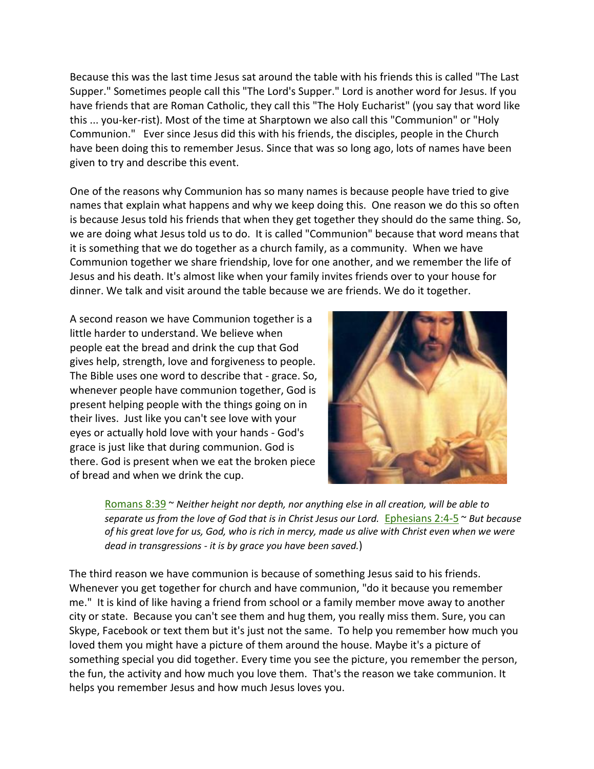Because this was the last time Jesus sat around the table with his friends this is called "The Last Supper." Sometimes people call this "The Lord's Supper." Lord is another word for Jesus. If you have friends that are Roman Catholic, they call this "The Holy Eucharist" (you say that word like this ... you-ker-rist). Most of the time at Sharptown we also call this "Communion" or "Holy Communion." Ever since Jesus did this with his friends, the disciples, people in the Church have been doing this to remember Jesus. Since that was so long ago, lots of names have been given to try and describe this event.

One of the reasons why Communion has so many names is because people have tried to give names that explain what happens and why we keep doing this. One reason we do this so often is because Jesus told his friends that when they get together they should do the same thing. So, we are doing what Jesus told us to do. It is called "Communion" because that word means that it is something that we do together as a church family, as a community. When we have Communion together we share friendship, love for one another, and we remember the life of Jesus and his death. It's almost like when your family invites friends over to your house for dinner. We talk and visit around the table because we are friends. We do it together.

A second reason we have Communion together is a little harder to understand. We believe when people eat the bread and drink the cup that God gives help, strength, love and forgiveness to people. The Bible uses one word to describe that - grace. So, whenever people have communion together, God is present helping people with the things going on in their lives. Just like you can't see love with your eyes or actually hold love with your hands - God's grace is just like that during communion. God is there. God is present when we eat the broken piece of bread and when we drink the cup.

> Romans 8:39 ~ *Neither height nor depth, nor anything else in all creation, will be able to separate us from the love of God that is in Christ Jesus our Lord.* Ephesians 2:4-5 ~ *But because of his great love for us, God, who is rich in mercy, made us alive with Christ even when we were dead in transgressions - it is by grace you have been saved.*)

The third reason we have communion is because of something Jesus said to his friends. Whenever you get together for church and have communion, "do it because you remember me." It is kind of like having a friend from school or a family member move away to another city or state. Because you can't see them and hug them, you really miss them. Sure, you can Skype, Facebook or text them but it's just not the same. To help you remember how much you loved them you might have a picture of them around the house. Maybe it's a picture of something special you did together. Every time you see the picture, you remember the person, the fun, the activity and how much you love them. That's the reason we take communion. It helps you remember Jesus and how much Jesus loves you.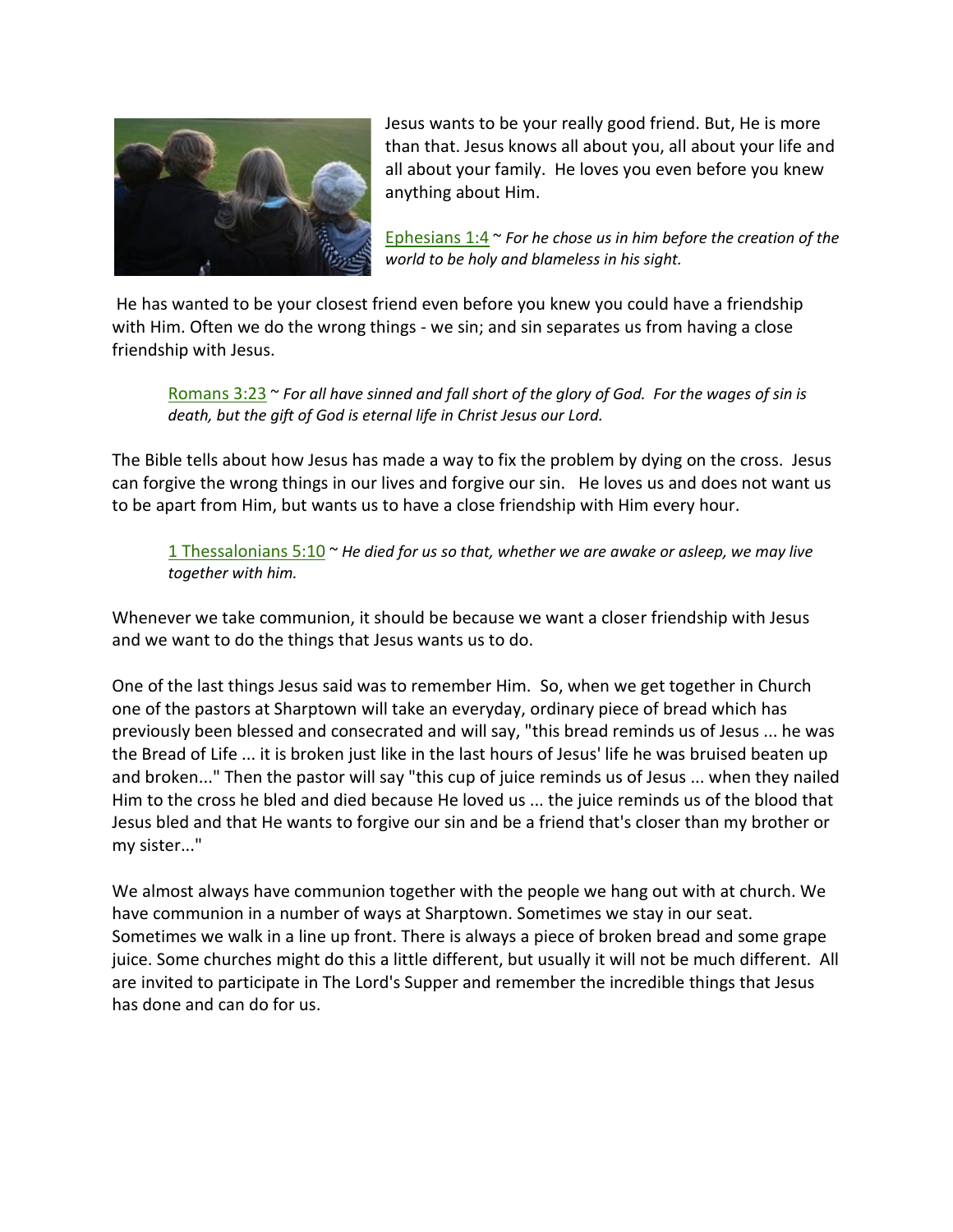Jesus wants to be your really good friend. But, He is more than that. Jesus knows all about you, all about your life and all about your family. He loves you even before you knew anything about Him.

Ephesians 1:4 ~ *For he chose us in him before the creation of the world to be holy and blameless in his sight.*

He has wanted to be your closest friend even before you knew you could have a friendship with Him. Often we do the wrong things - we sin; and sin separates us from having a close friendship with Jesus.

> Romans 3:23 ~ *For all have sinned and fall short of the glory of God. For the wages of sin is death, but the gift of God is eternal life in Christ Jesus our Lord.*

The Bible tells about how Jesus has made a way to fix the problem by dying on the cross. Jesus can forgive the wrong things in our lives and forgive our sin. He loves us and does not want us to be apart from Him, but wants us to have a close friendship with Him every hour.

> 1 Thessalonians 5:10 ~ *He died for us so that, whether we are awake or asleep, we may live together with him.*

Whenever we take communion, it should be because we want a closer friendship with Jesus and we want to do the things that Jesus wants us to do.

One of the last things Jesus said was to remember Him. So, when we get together in Church one of the pastors at Sharptown will take an everyday, ordinary piece of bread which has previously been blessed and consecrated and will say, "this bread reminds us of Jesus ... he was the Bread of Life ... it is broken just like in the last hours of Jesus' life he was bruised beaten up and broken..." Then the pastor will say "this cup of juice reminds us of Jesus ... when they nailed Him to the cross he bled and died because He loved us ... the juice reminds us of the blood that Jesus bled and that He wants to forgive our sin and be a friend that's closer than my brother or my sister..."

We almost always have communion together with the people we hang out with at church. We have communion in a number of ways at Sharptown. Sometimes we stay in our seat. Sometimes we walk in a line up front. There is always a piece of broken bread and some grape juice. Some churches might do this a little different, but usually it will not be much different. All are invited to participate in The Lord's Supper and remember the incredible things that Jesus has done and can do for us.